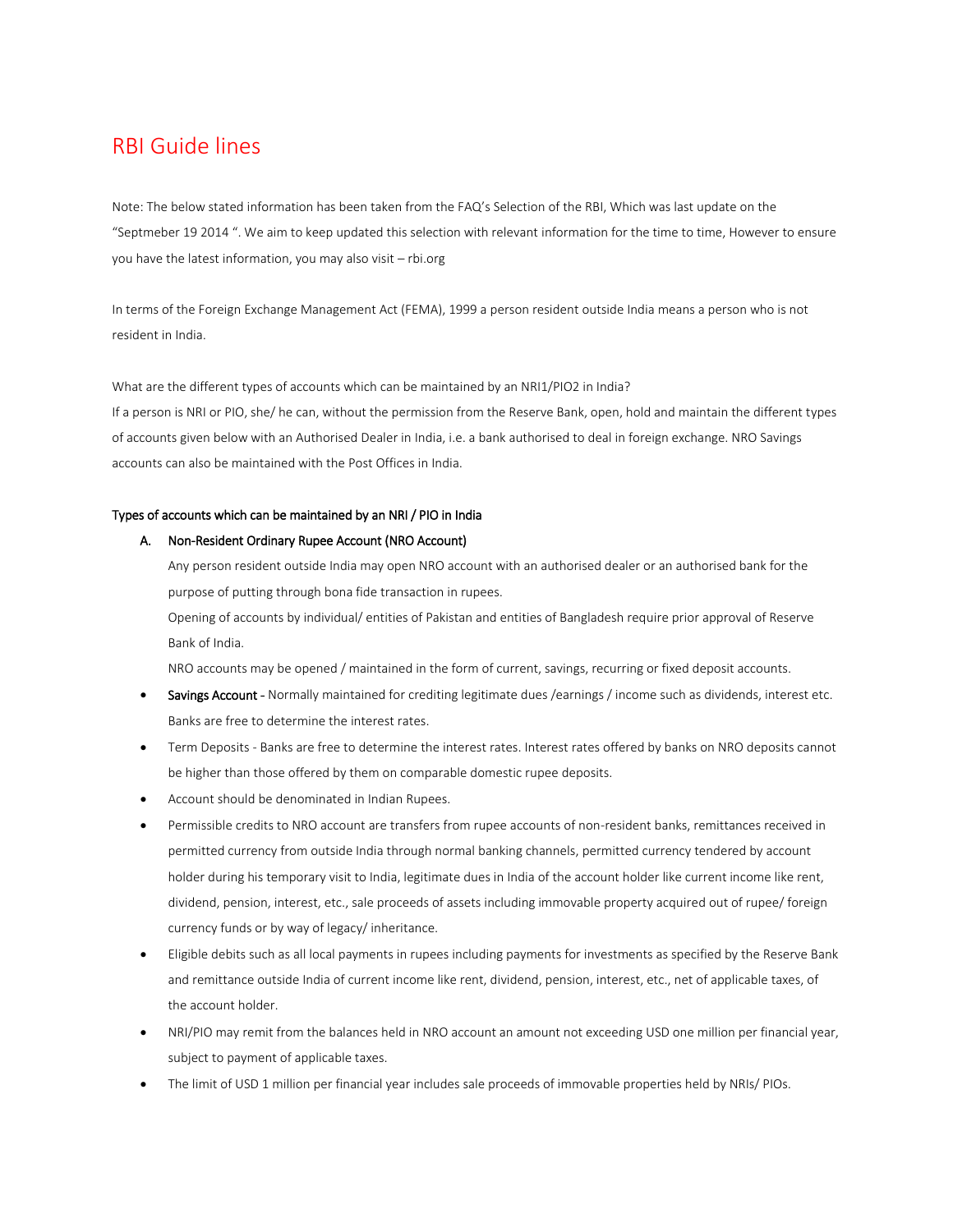# RBI Guide lines

Note: The below stated information has been taken from the FAQ's Selection of the RBI, Which was last update on the "Septmeber 19 2014 ". We aim to keep updated this selection with relevant information for the time to time, However to ensure you have the latest information, you may also visit – rbi.org

In terms of the Foreign Exchange Management Act (FEMA), 1999 a person resident outside India means a person who is not resident in India.

What are the different types of accounts which can be maintained by an NRI1/PIO2 in India?
If a person is NRI or PIO, she/ he can, without the permission from the Reserve Bank, open, hold and maintain the different types of accounts given below with an Authorised Dealer in India, i.e. a bank authorised to deal in foreign exchange. NRO Savings accounts can also be maintained with the Post Offices in India.

**Types of accounts which can be maintained by an NRI / PIO in India**

A. **Non-Resident Ordinary Rupee Account (NRO Account)**

   Any person resident outside India may open NRO account with an authorised dealer or an authorised bank for the purpose of putting through bona fide transaction in rupees.

   Opening of accounts by individual/ entities of Pakistan and entities of Bangladesh require prior approval of Reserve Bank of India.

   NRO accounts may be opened / maintained in the form of current, savings, recurring or fixed deposit accounts.

- **Savings Account** - Normally maintained for crediting legitimate dues /earnings / income such as dividends, interest etc. Banks are free to determine the interest rates.
- Term Deposits - Banks are free to determine the interest rates. Interest rates offered by banks on NRO deposits cannot be higher than those offered by them on comparable domestic rupee deposits.
- Account should be denominated in Indian Rupees.
- Permissible credits to NRO account are transfers from rupee accounts of non-resident banks, remittances received in permitted currency from outside India through normal banking channels, permitted currency tendered by account holder during his temporary visit to India, legitimate dues in India of the account holder like current income like rent, dividend, pension, interest, etc., sale proceeds of assets including immovable property acquired out of rupee/ foreign currency funds or by way of legacy/ inheritance.
- Eligible debits such as all local payments in rupees including payments for investments as specified by the Reserve Bank and remittance outside India of current income like rent, dividend, pension, interest, etc., net of applicable taxes, of the account holder.
- NRI/PIO may remit from the balances held in NRO account an amount not exceeding USD one million per financial year, subject to payment of applicable taxes.
- The limit of USD 1 million per financial year includes sale proceeds of immovable properties held by NRIs/ PIOs.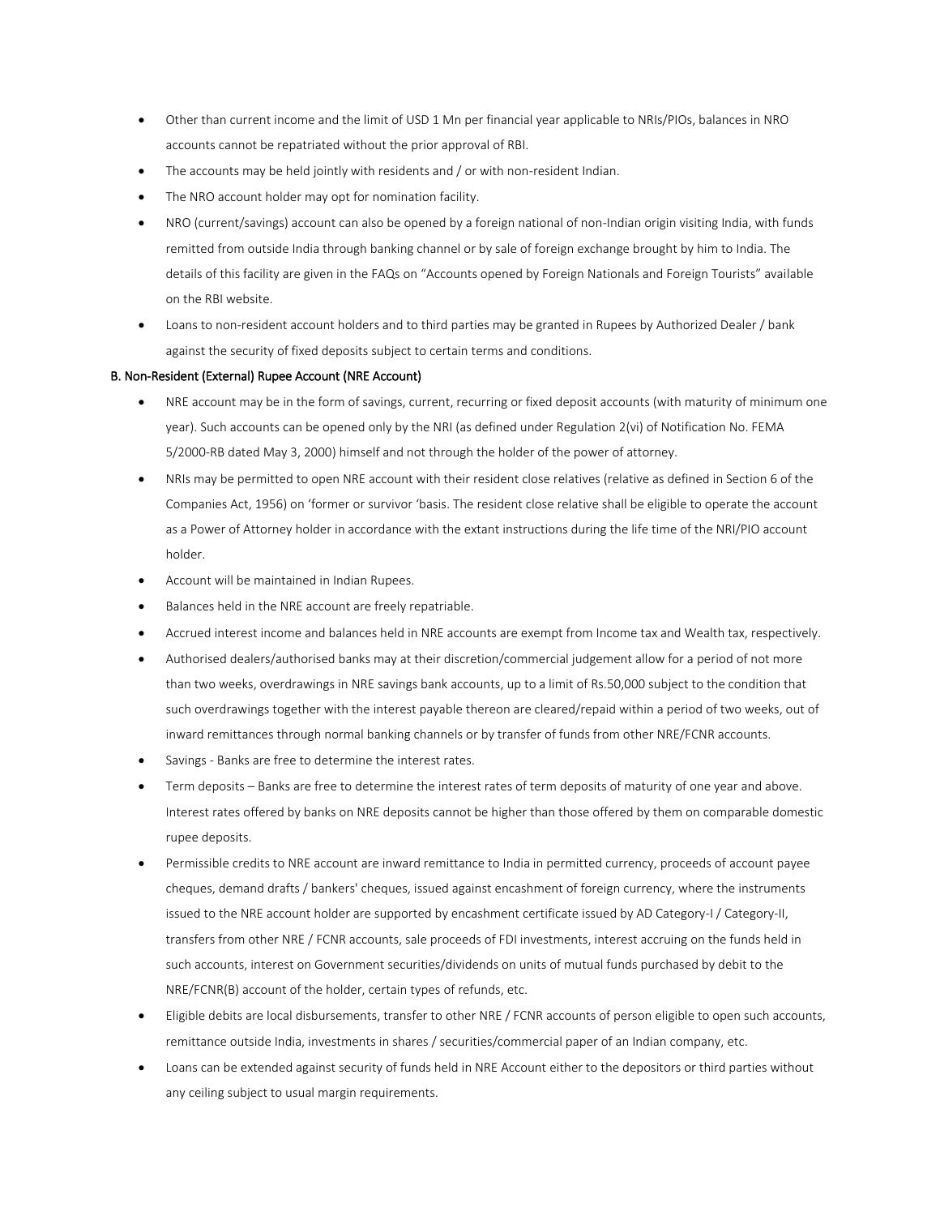- Other than current income and the limit of USD 1 Mn per financial year applicable to NRIs/PIOs, balances in NRO accounts cannot be repatriated without the prior approval of RBI.
- The accounts may be held jointly with residents and / or with non-resident Indian.
- The NRO account holder may opt for nomination facility.
- NRO (current/savings) account can also be opened by a foreign national of non-Indian origin visiting India, with funds remitted from outside India through banking channel or by sale of foreign exchange brought by him to India. The details of this facility are given in the FAQs on "Accounts opened by Foreign Nationals and Foreign Tourists" available on the RBI website.
- Loans to non-resident account holders and to third parties may be granted in Rupees by Authorized Dealer / bank against the security of fixed deposits subject to certain terms and conditions.

### B. Non-Resident (External) Rupee Account (NRE Account)

- NRE account may be in the form of savings, current, recurring or fixed deposit accounts (with maturity of minimum one year). Such accounts can be opened only by the NRI (as defined under Regulation 2(vi) of Notification No. FEMA 5/2000-RB dated May 3, 2000) himself and not through the holder of the power of attorney.
- NRIs may be permitted to open NRE account with their resident close relatives (relative as defined in Section 6 of the Companies Act, 1956) on 'former or survivor 'basis. The resident close relative shall be eligible to operate the account as a Power of Attorney holder in accordance with the extant instructions during the life time of the NRI/PIO account holder.
- Account will be maintained in Indian Rupees.
- Balances held in the NRE account are freely repatriable.
- Accrued interest income and balances held in NRE accounts are exempt from Income tax and Wealth tax, respectively.
- Authorised dealers/authorised banks may at their discretion/commercial judgement allow for a period of not more than two weeks, overdrawings in NRE savings bank accounts, up to a limit of Rs.50,000 subject to the condition that such overdrawings together with the interest payable thereon are cleared/repaid within a period of two weeks, out of inward remittances through normal banking channels or by transfer of funds from other NRE/FCNR accounts.
- Savings - Banks are free to determine the interest rates.
- Term deposits – Banks are free to determine the interest rates of term deposits of maturity of one year and above. Interest rates offered by banks on NRE deposits cannot be higher than those offered by them on comparable domestic rupee deposits.
- Permissible credits to NRE account are inward remittance to India in permitted currency, proceeds of account payee cheques, demand drafts / bankers' cheques, issued against encashment of foreign currency, where the instruments issued to the NRE account holder are supported by encashment certificate issued by AD Category-I / Category-II, transfers from other NRE / FCNR accounts, sale proceeds of FDI investments, interest accruing on the funds held in such accounts, interest on Government securities/dividends on units of mutual funds purchased by debit to the NRE/FCNR(B) account of the holder, certain types of refunds, etc.
- Eligible debits are local disbursements, transfer to other NRE / FCNR accounts of person eligible to open such accounts, remittance outside India, investments in shares / securities/commercial paper of an Indian company, etc.
- Loans can be extended against security of funds held in NRE Account either to the depositors or third parties without any ceiling subject to usual margin requirements.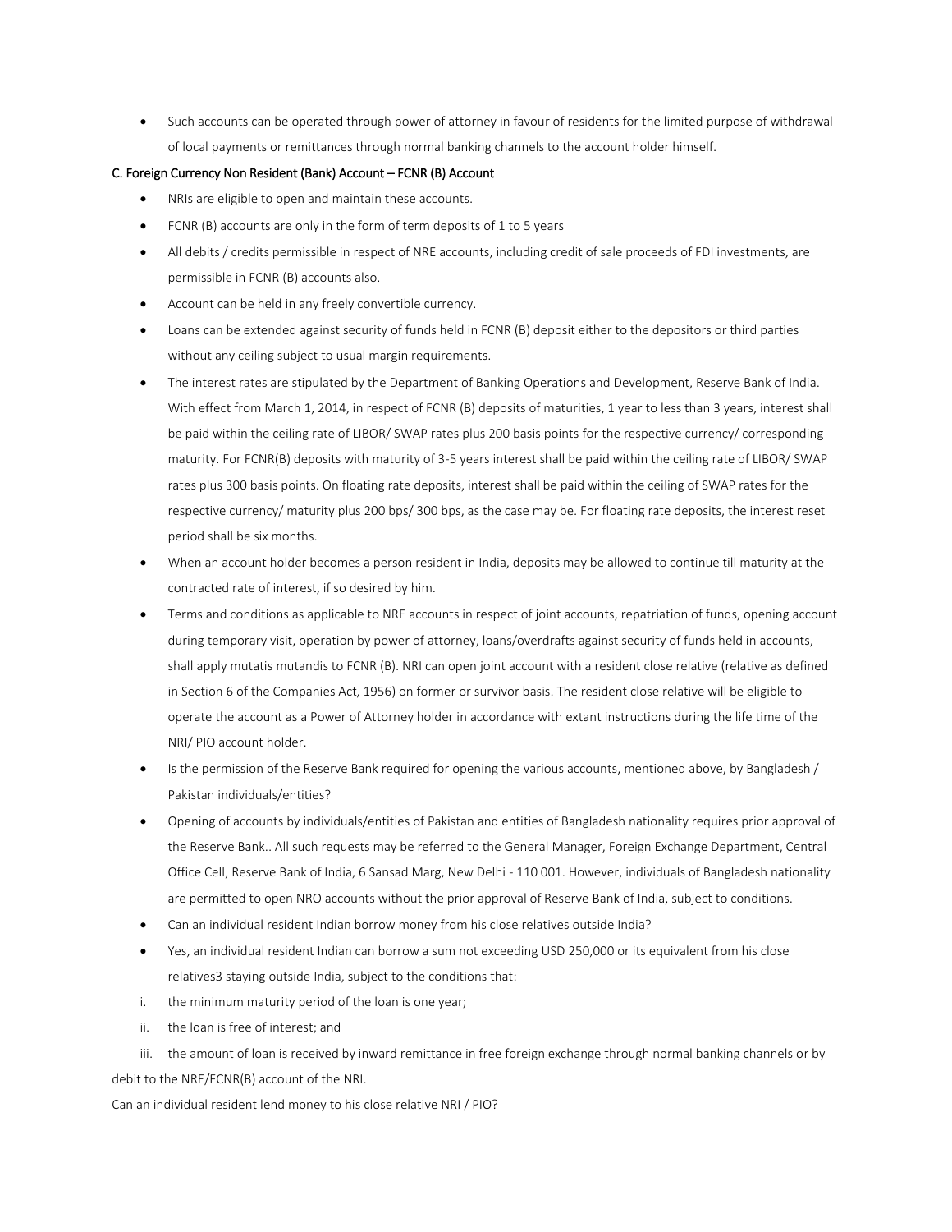- Such accounts can be operated through power of attorney in favour of residents for the limited purpose of withdrawal of local payments or remittances through normal banking channels to the account holder himself.

### C. Foreign Currency Non Resident (Bank) Account – FCNR (B) Account

- NRIs are eligible to open and maintain these accounts.
- FCNR (B) accounts are only in the form of term deposits of 1 to 5 years
- All debits / credits permissible in respect of NRE accounts, including credit of sale proceeds of FDI investments, are permissible in FCNR (B) accounts also.
- Account can be held in any freely convertible currency.
- Loans can be extended against security of funds held in FCNR (B) deposit either to the depositors or third parties without any ceiling subject to usual margin requirements.
- The interest rates are stipulated by the Department of Banking Operations and Development, Reserve Bank of India. With effect from March 1, 2014, in respect of FCNR (B) deposits of maturities, 1 year to less than 3 years, interest shall be paid within the ceiling rate of LIBOR/ SWAP rates plus 200 basis points for the respective currency/ corresponding maturity. For FCNR(B) deposits with maturity of 3-5 years interest shall be paid within the ceiling rate of LIBOR/ SWAP rates plus 300 basis points. On floating rate deposits, interest shall be paid within the ceiling of SWAP rates for the respective currency/ maturity plus 200 bps/ 300 bps, as the case may be. For floating rate deposits, the interest reset period shall be six months.
- When an account holder becomes a person resident in India, deposits may be allowed to continue till maturity at the contracted rate of interest, if so desired by him.
- Terms and conditions as applicable to NRE accounts in respect of joint accounts, repatriation of funds, opening account during temporary visit, operation by power of attorney, loans/overdrafts against security of funds held in accounts, shall apply mutatis mutandis to FCNR (B). NRI can open joint account with a resident close relative (relative as defined in Section 6 of the Companies Act, 1956) on former or survivor basis. The resident close relative will be eligible to operate the account as a Power of Attorney holder in accordance with extant instructions during the life time of the NRI/ PIO account holder.
- Is the permission of the Reserve Bank required for opening the various accounts, mentioned above, by Bangladesh / Pakistan individuals/entities?
- Opening of accounts by individuals/entities of Pakistan and entities of Bangladesh nationality requires prior approval of the Reserve Bank.. All such requests may be referred to the General Manager, Foreign Exchange Department, Central Office Cell, Reserve Bank of India, 6 Sansad Marg, New Delhi - 110 001. However, individuals of Bangladesh nationality are permitted to open NRO accounts without the prior approval of Reserve Bank of India, subject to conditions.
- Can an individual resident Indian borrow money from his close relatives outside India?
- Yes, an individual resident Indian can borrow a sum not exceeding USD 250,000 or its equivalent from his close relatives[3] staying outside India, subject to the conditions that:

i. the minimum maturity period of the loan is one year;

ii. the loan is free of interest; and

iii. the amount of loan is received by inward remittance in free foreign exchange through normal banking channels or by debit to the NRE/FCNR(B) account of the NRI.

Can an individual resident lend money to his close relative NRI / PIO?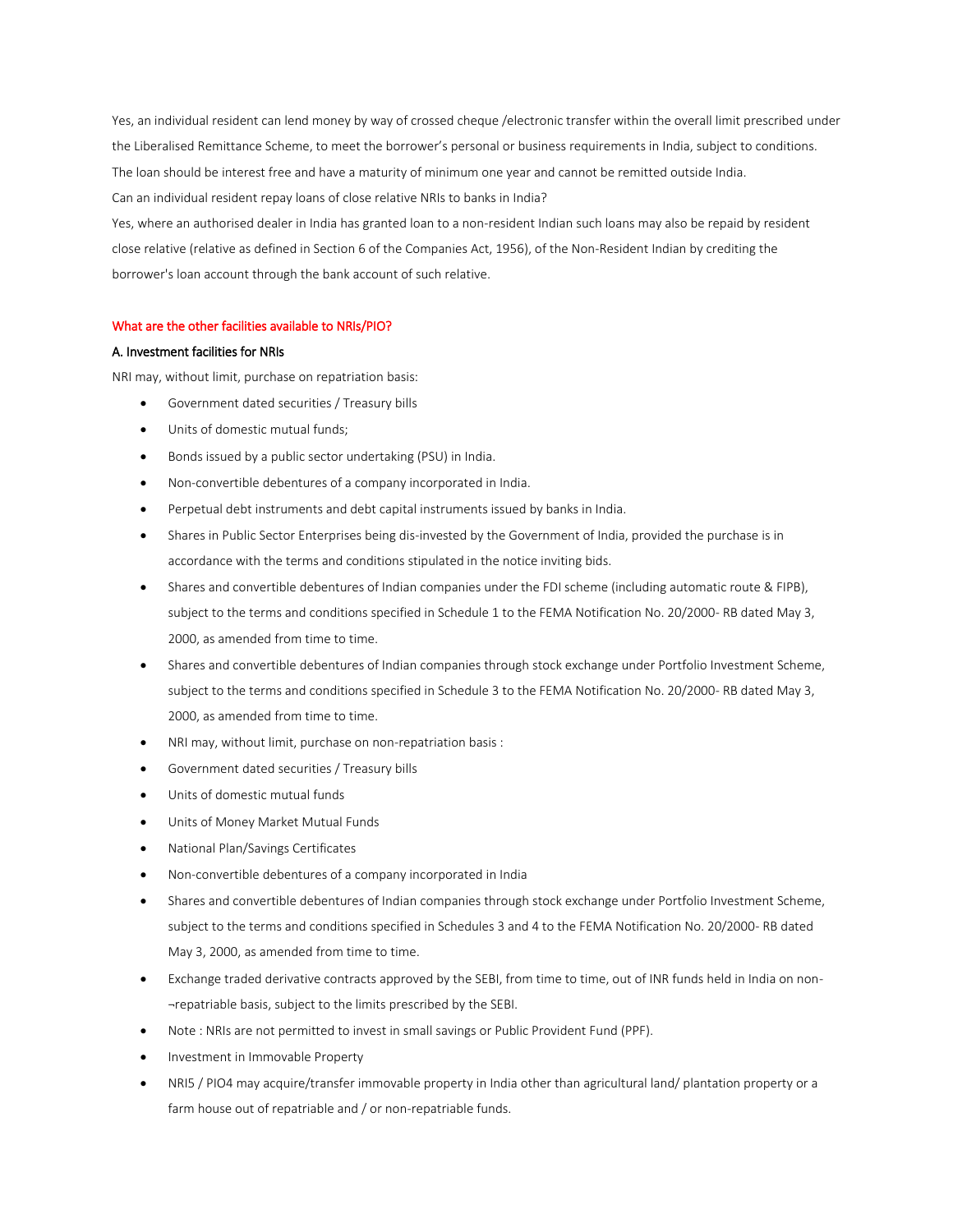Yes, an individual resident can lend money by way of crossed cheque /electronic transfer within the overall limit prescribed under the Liberalised Remittance Scheme, to meet the borrower's personal or business requirements in India, subject to conditions. The loan should be interest free and have a maturity of minimum one year and cannot be remitted outside India.

Can an individual resident repay loans of close relative NRIs to banks in India?

Yes, where an authorised dealer in India has granted loan to a non-resident Indian such loans may also be repaid by resident close relative (relative as defined in Section 6 of the Companies Act, 1956), of the Non-Resident Indian by crediting the borrower's loan account through the bank account of such relative.

## What are the other facilities available to NRIs/PIO?

### A. Investment facilities for NRIs

NRI may, without limit, purchase on repatriation basis:

- Government dated securities / Treasury bills
- Units of domestic mutual funds;
- Bonds issued by a public sector undertaking (PSU) in India.
- Non-convertible debentures of a company incorporated in India.
- Perpetual debt instruments and debt capital instruments issued by banks in India.
- Shares in Public Sector Enterprises being dis-invested by the Government of India, provided the purchase is in accordance with the terms and conditions stipulated in the notice inviting bids.
- Shares and convertible debentures of Indian companies under the FDI scheme (including automatic route & FIPB), subject to the terms and conditions specified in Schedule 1 to the FEMA Notification No. 20/2000- RB dated May 3, 2000, as amended from time to time.
- Shares and convertible debentures of Indian companies through stock exchange under Portfolio Investment Scheme, subject to the terms and conditions specified in Schedule 3 to the FEMA Notification No. 20/2000- RB dated May 3, 2000, as amended from time to time.
- NRI may, without limit, purchase on non-repatriation basis :
- Government dated securities / Treasury bills
- Units of domestic mutual funds
- Units of Money Market Mutual Funds
- National Plan/Savings Certificates
- Non-convertible debentures of a company incorporated in India
- Shares and convertible debentures of Indian companies through stock exchange under Portfolio Investment Scheme, subject to the terms and conditions specified in Schedules 3 and 4 to the FEMA Notification No. 20/2000- RB dated May 3, 2000, as amended from time to time.
- Exchange traded derivative contracts approved by the SEBI, from time to time, out of INR funds held in India on non-¬repatriable basis, subject to the limits prescribed by the SEBI.
- Note : NRIs are not permitted to invest in small savings or Public Provident Fund (PPF).
- Investment in Immovable Property
- NRI5 / PIO4 may acquire/transfer immovable property in India other than agricultural land/ plantation property or a farm house out of repatriable and / or non-repatriable funds.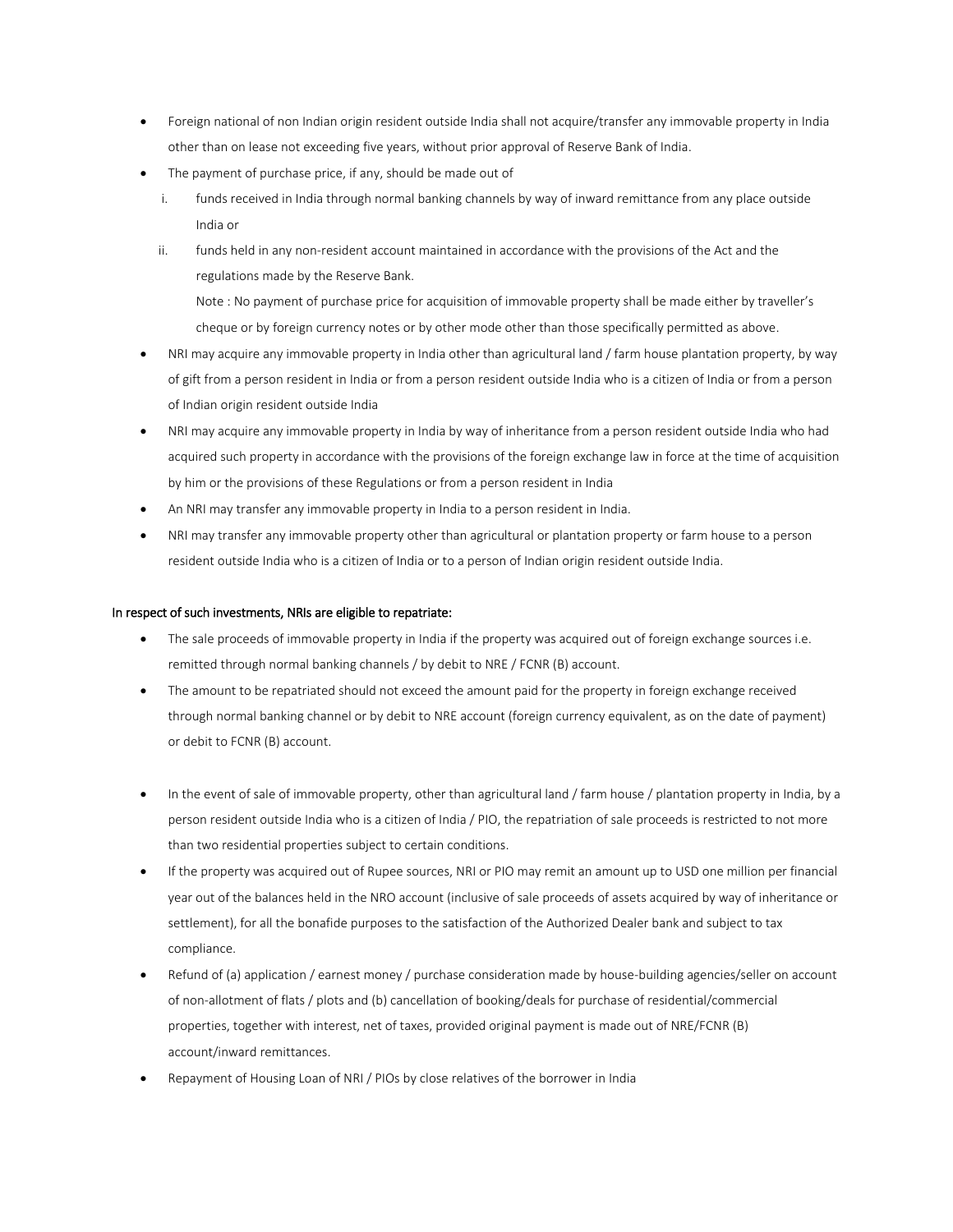- Foreign national of non Indian origin resident outside India shall not acquire/transfer any immovable property in India other than on lease not exceeding five years, without prior approval of Reserve Bank of India.
- The payment of purchase price, if any, should be made out of
    i. funds received in India through normal banking channels by way of inward remittance from any place outside India or
    ii. funds held in any non-resident account maintained in accordance with the provisions of the Act and the regulations made by the Reserve Bank.

       Note : No payment of purchase price for acquisition of immovable property shall be made either by traveller's cheque or by foreign currency notes or by other mode other than those specifically permitted as above.
- NRI may acquire any immovable property in India other than agricultural land / farm house plantation property, by way of gift from a person resident in India or from a person resident outside India who is a citizen of India or from a person of Indian origin resident outside India
- NRI may acquire any immovable property in India by way of inheritance from a person resident outside India who had acquired such property in accordance with the provisions of the foreign exchange law in force at the time of acquisition by him or the provisions of these Regulations or from a person resident in India
- An NRI may transfer any immovable property in India to a person resident in India.
- NRI may transfer any immovable property other than agricultural or plantation property or farm house to a person resident outside India who is a citizen of India or to a person of Indian origin resident outside India.

In respect of such investments, NRIs are eligible to repatriate:

- The sale proceeds of immovable property in India if the property was acquired out of foreign exchange sources i.e. remitted through normal banking channels / by debit to NRE / FCNR (B) account.
- The amount to be repatriated should not exceed the amount paid for the property in foreign exchange received through normal banking channel or by debit to NRE account (foreign currency equivalent, as on the date of payment) or debit to FCNR (B) account.

- In the event of sale of immovable property, other than agricultural land / farm house / plantation property in India, by a person resident outside India who is a citizen of India / PIO, the repatriation of sale proceeds is restricted to not more than two residential properties subject to certain conditions.
- If the property was acquired out of Rupee sources, NRI or PIO may remit an amount up to USD one million per financial year out of the balances held in the NRO account (inclusive of sale proceeds of assets acquired by way of inheritance or settlement), for all the bonafide purposes to the satisfaction of the Authorized Dealer bank and subject to tax compliance.
- Refund of (a) application / earnest money / purchase consideration made by house-building agencies/seller on account of non-allotment of flats / plots and (b) cancellation of booking/deals for purchase of residential/commercial properties, together with interest, net of taxes, provided original payment is made out of NRE/FCNR (B) account/inward remittances.
- Repayment of Housing Loan of NRI / PIOs by close relatives of the borrower in India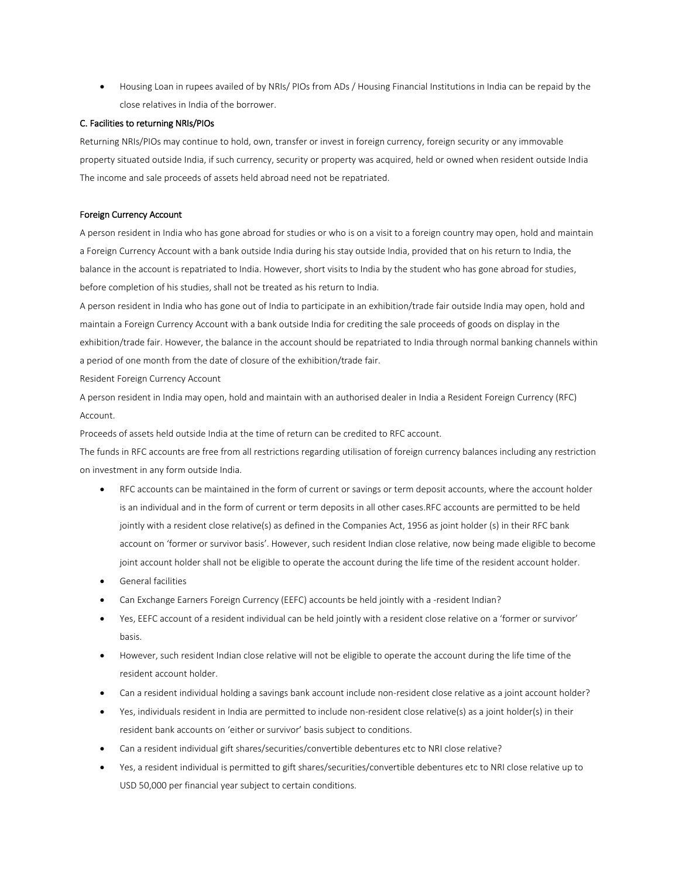- Housing Loan in rupees availed of by NRIs/ PIOs from ADs / Housing Financial Institutions in India can be repaid by the close relatives in India of the borrower.

C. Facilities to returning NRIs/PIOs

Returning NRIs/PIOs may continue to hold, own, transfer or invest in foreign currency, foreign security or any immovable property situated outside India, if such currency, security or property was acquired, held or owned when resident outside India The income and sale proceeds of assets held abroad need not be repatriated.

Foreign Currency Account

A person resident in India who has gone abroad for studies or who is on a visit to a foreign country may open, hold and maintain a Foreign Currency Account with a bank outside India during his stay outside India, provided that on his return to India, the balance in the account is repatriated to India. However, short visits to India by the student who has gone abroad for studies, before completion of his studies, shall not be treated as his return to India.

A person resident in India who has gone out of India to participate in an exhibition/trade fair outside India may open, hold and maintain a Foreign Currency Account with a bank outside India for crediting the sale proceeds of goods on display in the exhibition/trade fair. However, the balance in the account should be repatriated to India through normal banking channels within a period of one month from the date of closure of the exhibition/trade fair.

Resident Foreign Currency Account

A person resident in India may open, hold and maintain with an authorised dealer in India a Resident Foreign Currency (RFC) Account.

Proceeds of assets held outside India at the time of return can be credited to RFC account.

The funds in RFC accounts are free from all restrictions regarding utilisation of foreign currency balances including any restriction on investment in any form outside India.

- RFC accounts can be maintained in the form of current or savings or term deposit accounts, where the account holder is an individual and in the form of current or term deposits in all other cases.RFC accounts are permitted to be held jointly with a resident close relative(s) as defined in the Companies Act, 1956 as joint holder (s) in their RFC bank account on 'former or survivor basis'. However, such resident Indian close relative, now being made eligible to become joint account holder shall not be eligible to operate the account during the life time of the resident account holder.
- General facilities
- Can Exchange Earners Foreign Currency (EEFC) accounts be held jointly with a -resident Indian?
- Yes, EEFC account of a resident individual can be held jointly with a resident close relative on a 'former or survivor' basis.
- However, such resident Indian close relative will not be eligible to operate the account during the life time of the resident account holder.
- Can a resident individual holding a savings bank account include non-resident close relative as a joint account holder?
- Yes, individuals resident in India are permitted to include non-resident close relative(s) as a joint holder(s) in their resident bank accounts on 'either or survivor' basis subject to conditions.
- Can a resident individual gift shares/securities/convertible debentures etc to NRI close relative?
- Yes, a resident individual is permitted to gift shares/securities/convertible debentures etc to NRI close relative up to USD 50,000 per financial year subject to certain conditions.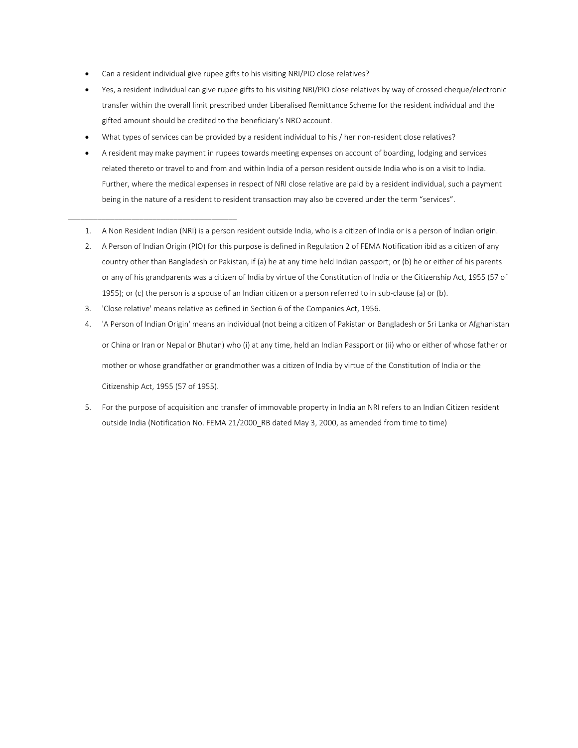- Can a resident individual give rupee gifts to his visiting NRI/PIO close relatives?
- Yes, a resident individual can give rupee gifts to his visiting NRI/PIO close relatives by way of crossed cheque/electronic transfer within the overall limit prescribed under Liberalised Remittance Scheme for the resident individual and the gifted amount should be credited to the beneficiary's NRO account.
- What types of services can be provided by a resident individual to his / her non-resident close relatives?
- A resident may make payment in rupees towards meeting expenses on account of boarding, lodging and services related thereto or travel to and from and within India of a person resident outside India who is on a visit to India. Further, where the medical expenses in respect of NRI close relative are paid by a resident individual, such a payment being in the nature of a resident to resident transaction may also be covered under the term "services".

---

1. A Non Resident Indian (NRI) is a person resident outside India, who is a citizen of India or is a person of Indian origin.
2. A Person of Indian Origin (PIO) for this purpose is defined in Regulation 2 of FEMA Notification ibid as a citizen of any country other than Bangladesh or Pakistan, if (a) he at any time held Indian passport; or (b) he or either of his parents or any of his grandparents was a citizen of India by virtue of the Constitution of India or the Citizenship Act, 1955 (57 of 1955); or (c) the person is a spouse of an Indian citizen or a person referred to in sub-clause (a) or (b).
3. 'Close relative' means relative as defined in Section 6 of the Companies Act, 1956.
4. 'A Person of Indian Origin' means an individual (not being a citizen of Pakistan or Bangladesh or Sri Lanka or Afghanistan or China or Iran or Nepal or Bhutan) who (i) at any time, held an Indian Passport or (ii) who or either of whose father or mother or whose grandfather or grandmother was a citizen of India by virtue of the Constitution of India or the Citizenship Act, 1955 (57 of 1955).
5. For the purpose of acquisition and transfer of immovable property in India an NRI refers to an Indian Citizen resident outside India (Notification No. FEMA 21/2000_RB dated May 3, 2000, as amended from time to time)